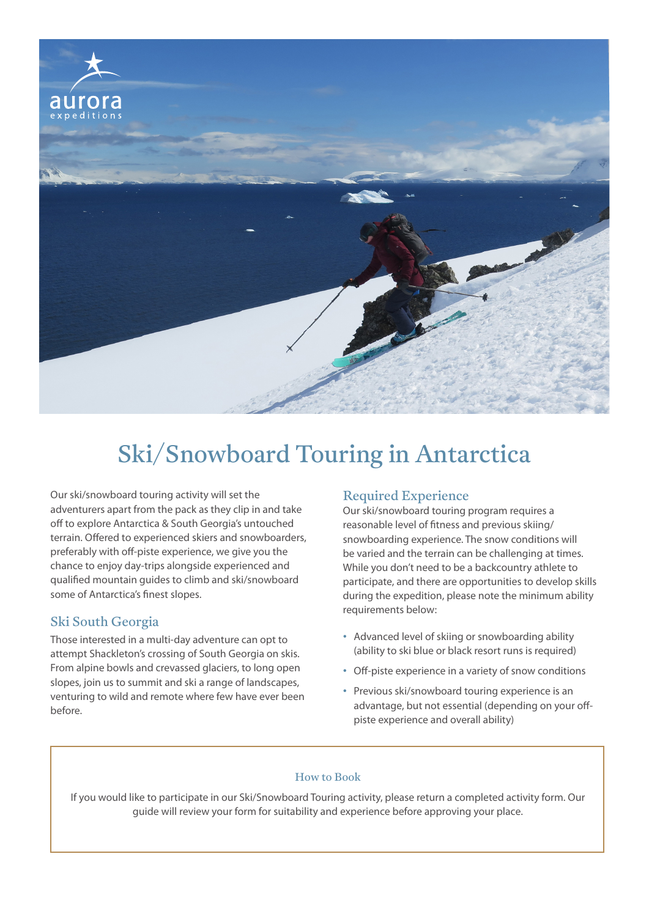# Ski/Snowboard Touring in Antarctica

Our ski/snowboard touring activity will set the adventurers apart from the pack as they clip in and take off to explore Antarctica & South Georgia's untouched terrain. Offered to experienced skiers and snowboarders, preferably with off-piste experience, we give you the chance to enjoy day-trips alongside experienced and qualified mountain guides to climb and ski/snowboard some of Antarctica's finest slopes.

## Ski South Georgia

Those interested in a multi-day adventure can opt to attempt Shackleton's crossing of South Georgia on skis. From alpine bowls and crevassed glaciers, to long open slopes, join us to summit and ski a range of landscapes, venturing to wild and remote where few have ever been before.

## Required Experience

Our ski/snowboard touring program requires a reasonable level of fitness and previous skiing/snowboarding experience. The snow conditions will be varied and the terrain can be challenging at times. While you don't need to be a backcountry athlete to participate, and there are opportunities to develop skills during the expedition, please note the minimum ability requirements below:

- Advanced level of skiing or snowboarding ability (ability to ski blue or black resort runs is required)
- Off-piste experience in a variety of snow conditions
- Previous ski/snowboard touring experience is an advantage, but not essential (depending on your off-piste experience and overall ability)

### How to Book

If you would like to participate in our Ski/Snowboard Touring activity, please return a completed activity form. Our guide will review your form for suitability and experience before approving your place.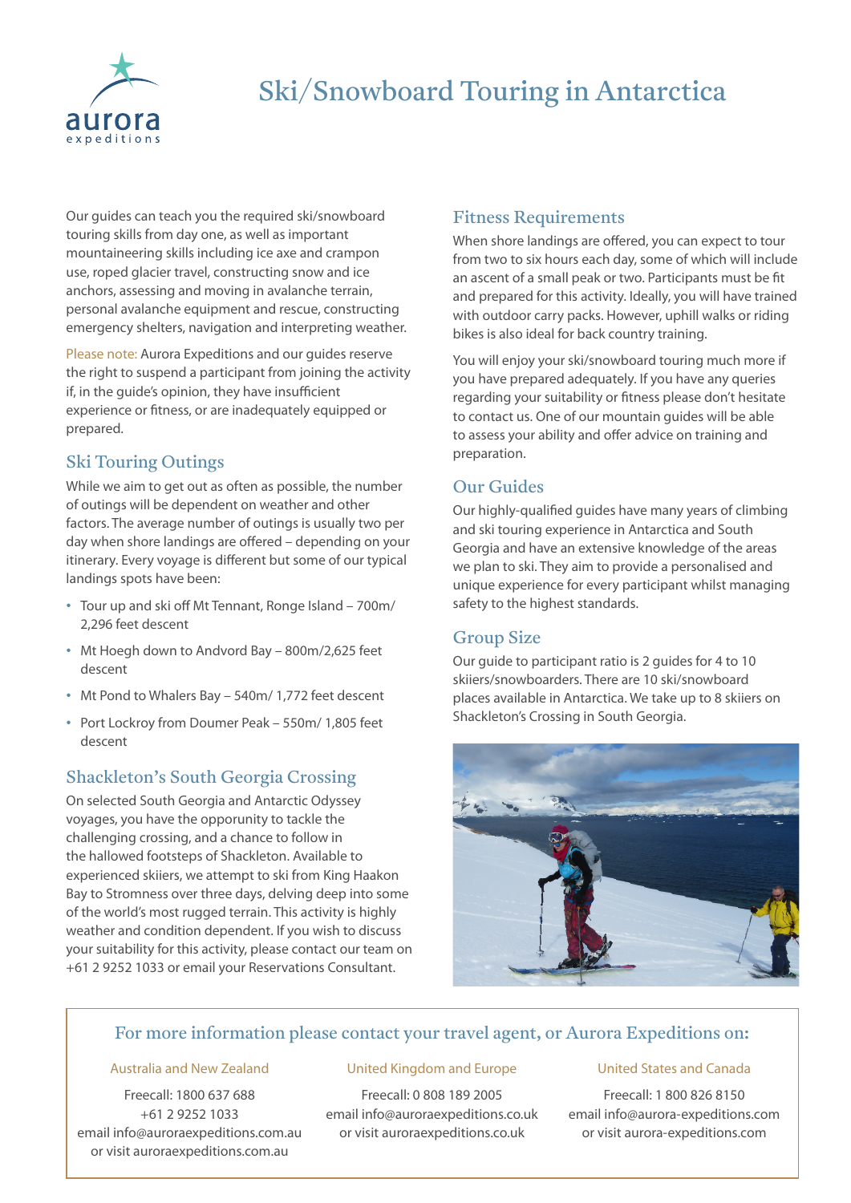# Ski/Snowboard Touring in Antarctica

Our guides can teach you the required ski/snowboard touring skills from day one, as well as important mountaineering skills including ice axe and crampon use, roped glacier travel, constructing snow and ice anchors, assessing and moving in avalanche terrain, personal avalanche equipment and rescue, constructing emergency shelters, navigation and interpreting weather.

Please note: Aurora Expeditions and our guides reserve the right to suspend a participant from joining the activity if, in the guide's opinion, they have insufficient experience or fitness, or are inadequately equipped or prepared.

## Ski Touring Outings

While we aim to get out as often as possible, the number of outings will be dependent on weather and other factors. The average number of outings is usually two per day when shore landings are offered – depending on your itinerary. Every voyage is different but some of our typical landings spots have been:

- Tour up and ski off Mt Tennant, Ronge Island – 700m/ 2,296 feet descent
- Mt Hoegh down to Andvord Bay – 800m/2,625 feet descent
- Mt Pond to Whalers Bay – 540m/ 1,772 feet descent
- Port Lockroy from Doumer Peak – 550m/ 1,805 feet descent

## Shackleton's South Georgia Crossing

On selected South Georgia and Antarctic Odyssey voyages, you have the opporunity to tackle the challenging crossing, and a chance to follow in the hallowed footsteps of Shackleton. Available to experienced skiiers, we attempt to ski from King Haakon Bay to Stromness over three days, delving deep into some of the world's most rugged terrain. This activity is highly weather and condition dependent. If you wish to discuss your suitability for this activity, please contact our team on +61 2 9252 1033 or email your Reservations Consultant.

## Fitness Requirements

When shore landings are offered, you can expect to tour from two to six hours each day, some of which will include an ascent of a small peak or two. Participants must be fit and prepared for this activity. Ideally, you will have trained with outdoor carry packs. However, uphill walks or riding bikes is also ideal for back country training.

You will enjoy your ski/snowboard touring much more if you have prepared adequately. If you have any queries regarding your suitability or fitness please don't hesitate to contact us. One of our mountain guides will be able to assess your ability and offer advice on training and preparation.

## Our Guides

Our highly-qualified guides have many years of climbing and ski touring experience in Antarctica and South Georgia and have an extensive knowledge of the areas we plan to ski. They aim to provide a personalised and unique experience for every participant whilst managing safety to the highest standards.

## Group Size

Our guide to participant ratio is 2 guides for 4 to 10 skiiers/snowboarders. There are 10 ski/snowboard places available in Antarctica. We take up to 8 skiers on Shackleton's Crossing in South Georgia.

### For more information please contact your travel agent, or Aurora Expeditions on:

**Australia and New Zealand**
Freecall: 1800 637 688
+61 2 9252 1033
email info@auroraexpeditions.com.au
or visit auroraexpeditions.com.au

**United Kingdom and Europe**
Freecall: 0 808 189 2005
email info@auroraexpeditions.co.uk
or visit auroraexpeditions.co.uk

**United States and Canada**
Freecall: 1 800 826 8150
email info@aurora-expeditions.com
or visit aurora-expeditions.com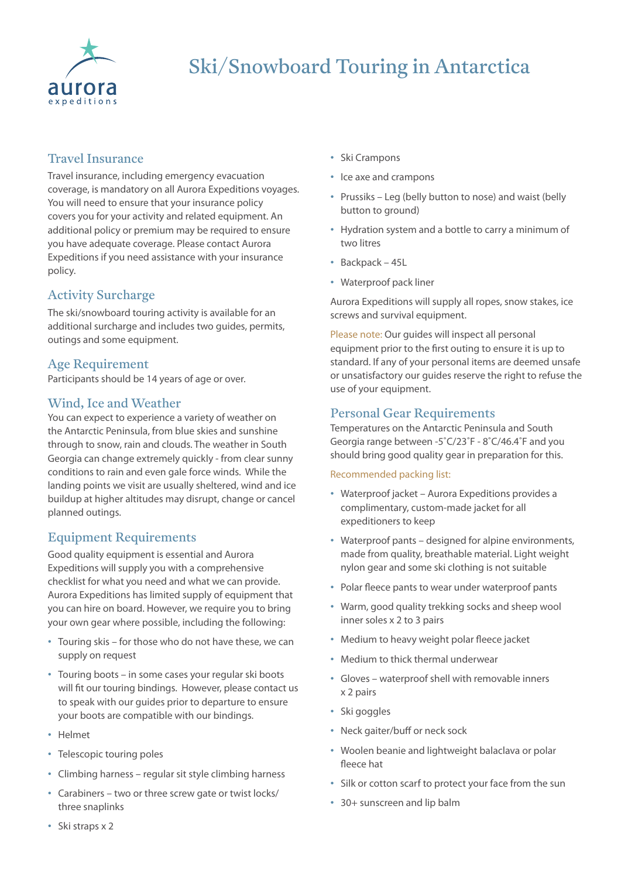# Ski/Snowboard Touring in Antarctica

## Travel Insurance

Travel insurance, including emergency evacuation coverage, is mandatory on all Aurora Expeditions voyages. You will need to ensure that your insurance policy covers you for your activity and related equipment. An additional policy or premium may be required to ensure you have adequate coverage. Please contact Aurora Expeditions if you need assistance with your insurance policy.

## Activity Surcharge

The ski/snowboard touring activity is available for an additional surcharge and includes two guides, permits, outings and some equipment.

## Age Requirement

Participants should be 14 years of age or over.

## Wind, Ice and Weather

You can expect to experience a variety of weather on the Antarctic Peninsula, from blue skies and sunshine through to snow, rain and clouds. The weather in South Georgia can change extremely quickly - from clear sunny conditions to rain and even gale force winds. While the landing points we visit are usually sheltered, wind and ice buildup at higher altitudes may disrupt, change or cancel planned outings.

## Equipment Requirements

Good quality equipment is essential and Aurora Expeditions will supply you with a comprehensive checklist for what you need and what we can provide. Aurora Expeditions has limited supply of equipment that you can hire on board. However, we require you to bring your own gear where possible, including the following:

- Touring skis – for those who do not have these, we can supply on request
- Touring boots – in some cases your regular ski boots will fit our touring bindings. However, please contact us to speak with our guides prior to departure to ensure your boots are compatible with our bindings.
- Helmet
- Telescopic touring poles
- Climbing harness – regular sit style climbing harness
- Carabiners – two or three screw gate or twist locks/ three snaplinks
- Ski straps x 2
- Ski Crampons
- Ice axe and crampons
- Prussiks – Leg (belly button to nose) and waist (belly button to ground)
- Hydration system and a bottle to carry a minimum of two litres
- Backpack – 45L
- Waterproof pack liner

Aurora Expeditions will supply all ropes, snow stakes, ice screws and survival equipment.

Please note: Our guides will inspect all personal equipment prior to the first outing to ensure it is up to standard. If any of your personal items are deemed unsafe or unsatisfactory our guides reserve the right to refuse the use of your equipment.

## Personal Gear Requirements

Temperatures on the Antarctic Peninsula and South Georgia range between -5˚C/23˚F - 8˚C/46.4˚F and you should bring good quality gear in preparation for this.

Recommended packing list:

- Waterproof jacket – Aurora Expeditions provides a complimentary, custom-made jacket for all expeditioners to keep
- Waterproof pants – designed for alpine environments, made from quality, breathable material. Light weight nylon gear and some ski clothing is not suitable
- Polar fleece pants to wear under waterproof pants
- Warm, good quality trekking socks and sheep wool inner soles x 2 to 3 pairs
- Medium to heavy weight polar fleece jacket
- Medium to thick thermal underwear
- Gloves – waterproof shell with removable inners x 2 pairs
- Ski goggles
- Neck gaiter/buff or neck sock
- Woolen beanie and lightweight balaclava or polar fleece hat
- Silk or cotton scarf to protect your face from the sun
- 30+ sunscreen and lip balm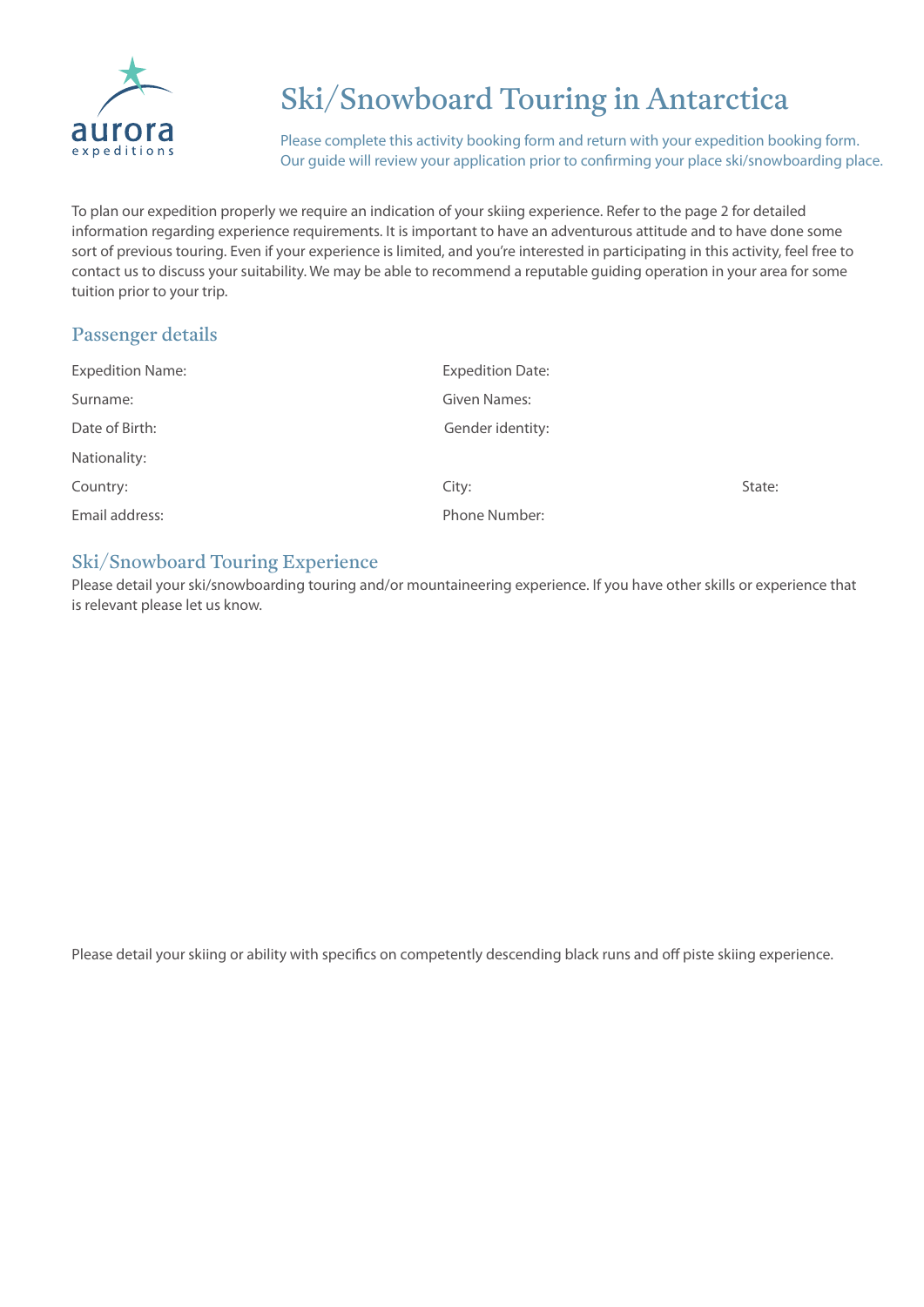aurora expeditions

# Ski/Snowboard Touring in Antarctica

Please complete this activity booking form and return with your expedition booking form. Our guide will review your application prior to confirming your place ski/snowboarding place.

To plan our expedition properly we require an indication of your skiing experience. Refer to the page 2 for detailed information regarding experience requirements. It is important to have an adventurous attitude and to have done some sort of previous touring. Even if your experience is limited, and you're interested in participating in this activity, feel free to contact us to discuss your suitability. We may be able to recommend a reputable guiding operation in your area for some tuition prior to your trip.

## Passenger details

Expedition Name: Expedition Date:

Surname: Given Names:

Date of Birth: Gender identity:

Nationality:

Country: City: State:

Email address: Phone Number:

## Ski/Snowboard Touring Experience

Please detail your ski/snowboarding touring and/or mountaineering experience. If you have other skills or experience that is relevant please let us know.

Please detail your skiing or ability with specifics on competently descending black runs and off piste skiing experience.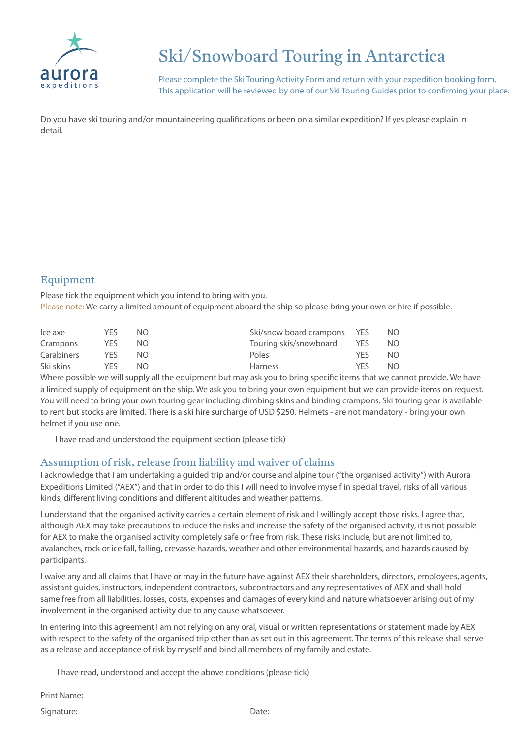aurora
expeditions

# Ski/Snowboard Touring in Antarctica

Please complete the Ski Touring Activity Form and return with your expedition booking form.
This application will be reviewed by one of our Ski Touring Guides prior to confirming your place.

Do you have ski touring and/or mountaineering qualifications or been on a similar expedition? If yes please explain in detail.

## Equipment

Please tick the equipment which you intend to bring with you.
Please note: We carry a limited amount of equipment aboard the ship so please bring your own or hire if possible.

| | | | | | |
|---|---|---|---|---|---|
| Ice axe | YES | NO | Ski/snow board crampons | YES | NO |
| Crampons | YES | NO | Touring skis/snowboard | YES | NO |
| Carabiners | YES | NO | Poles | YES | NO |
| Ski skins | YES | NO | Harness | YES | NO |

Where possible we will supply all the equipment but may ask you to bring specific items that we cannot provide. We have a limited supply of equipment on the ship. We ask you to bring your own equipment but we can provide items on request. You will need to bring your own touring gear including climbing skins and binding crampons. Ski touring gear is available to rent but stocks are limited. There is a ski hire surcharge of USD $250. Helmets - are not mandatory - bring your own helmet if you use one.

I have read and understood the equipment section (please tick)

## Assumption of risk, release from liability and waiver of claims

I acknowledge that I am undertaking a guided trip and/or course and alpine tour ("the organised activity") with Aurora Expeditions Limited ("AEX") and that in order to do this I will need to involve myself in special travel, risks of all various kinds, different living conditions and different altitudes and weather patterns.

I understand that the organised activity carries a certain element of risk and I willingly accept those risks. I agree that, although AEX may take precautions to reduce the risks and increase the safety of the organised activity, it is not possible for AEX to make the organised activity completely safe or free from risk. These risks include, but are not limited to, avalanches, rock or ice fall, falling, crevasse hazards, weather and other environmental hazards, and hazards caused by participants.

I waive any and all claims that I have or may in the future have against AEX their shareholders, directors, employees, agents, assistant guides, instructors, independent contractors, subcontractors and any representatives of AEX and shall hold same free from all liabilities, losses, costs, expenses and damages of every kind and nature whatsoever arising out of my involvement in the organised activity due to any cause whatsoever.

In entering into this agreement I am not relying on any oral, visual or written representations or statement made by AEX with respect to the safety of the organised trip other than as set out in this agreement. The terms of this release shall serve as a release and acceptance of risk by myself and bind all members of my family and estate.

I have read, understood and accept the above conditions (please tick)

Print Name:

Signature:

Date: